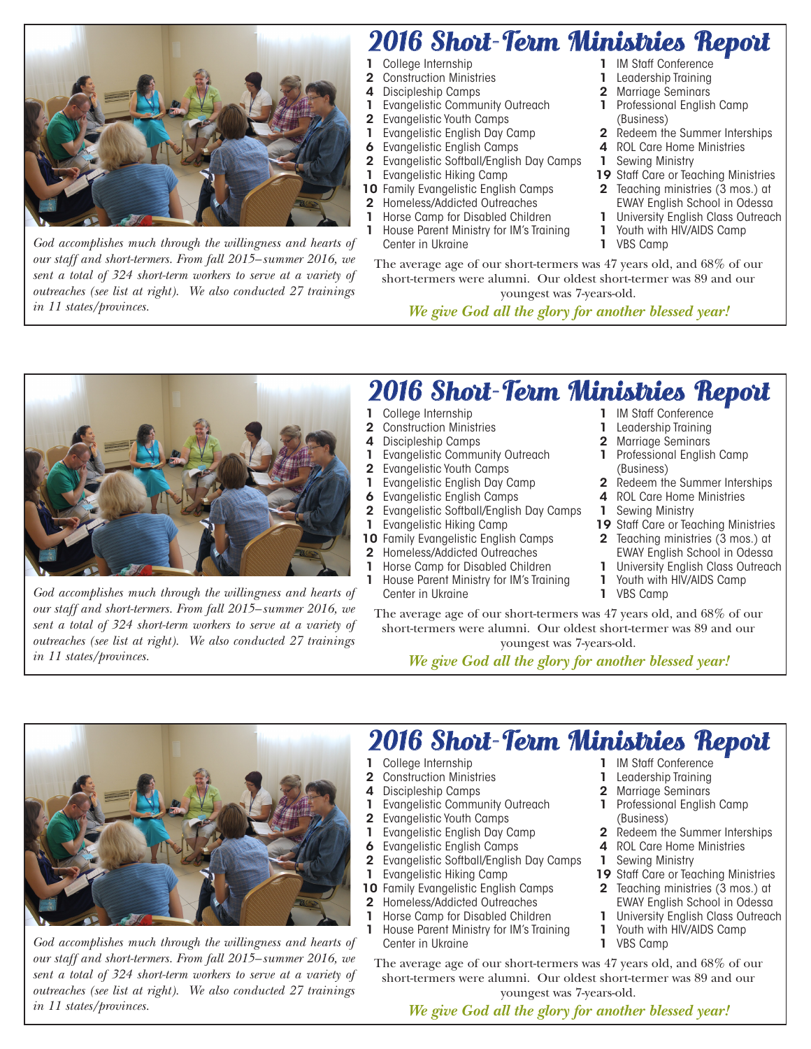# 2016 Short-Term Ministries Report

- **1** College Internship
- **2** Construction Ministries
- **4** Discipleship Camps
- **1** Evangelistic Community Outreach
- **2** Evangelistic Youth Camps
- **1** Evangelistic English Day Camp
- **6** Evangelistic English Camps
- **2** Evangelistic Softball/English Day Camps
- **1** Evangelistic Hiking Camp
- **10** Family Evangelistic English Camps
- **2** Homeless/Addicted Outreaches
- **1** Horse Camp for Disabled Children
- **1** House Parent Ministry for IM's Training Center in Ukraine
- **1** IM Staff Conference
- **1** Leadership Training
- **2** Marriage Seminars
- **1** Professional English Camp (Business)
- **2** Redeem the Summer Interships
- **4** ROL Care Home Ministries
- **1** Sewing Ministry
- **19** Staff Care or Teaching Ministries
- **2** Teaching ministries (3 mos.) at EWAY English School in Odessa
- **1** University English Class Outreach
- **1** Youth with HIV/AIDS Camp
- **1** VBS Camp

*God accomplishes much through the willingness and hearts of our staff and short-termers. From fall 2015–summer 2016, we sent a total of 324 short-term workers to serve at a variety of outreaches (see list at right). We also conducted 27 trainings in 11 states/provinces.*

The average age of our short-termers was 47 years old, and 68% of our short-termers were alumni. Our oldest short-termer was 89 and our youngest was 7-years-old.

***We give God all the glory for another blessed year!***

# 2016 Short-Term Ministries Report

- **1** College Internship
- **2** Construction Ministries
- **4** Discipleship Camps
- **1** Evangelistic Community Outreach
- **2** Evangelistic Youth Camps
- **1** Evangelistic English Day Camp
- **6** Evangelistic English Camps
- **2** Evangelistic Softball/English Day Camps
- **1** Evangelistic Hiking Camp
- **10** Family Evangelistic English Camps
- **2** Homeless/Addicted Outreaches
- **1** Horse Camp for Disabled Children
- **1** House Parent Ministry for IM's Training Center in Ukraine
- **1** IM Staff Conference
- **1** Leadership Training
- **2** Marriage Seminars
- **1** Professional English Camp (Business)
- **2** Redeem the Summer Interships
- **4** ROL Care Home Ministries
- **1** Sewing Ministry
- **19** Staff Care or Teaching Ministries
- **2** Teaching ministries (3 mos.) at EWAY English School in Odessa
- **1** University English Class Outreach
- **1** Youth with HIV/AIDS Camp
- **1** VBS Camp

*God accomplishes much through the willingness and hearts of our staff and short-termers. From fall 2015–summer 2016, we sent a total of 324 short-term workers to serve at a variety of outreaches (see list at right). We also conducted 27 trainings in 11 states/provinces.*

The average age of our short-termers was 47 years old, and 68% of our short-termers were alumni. Our oldest short-termer was 89 and our youngest was 7-years-old.

***We give God all the glory for another blessed year!***

# 2016 Short-Term Ministries Report

- **1** College Internship
- **2** Construction Ministries
- **4** Discipleship Camps
- **1** Evangelistic Community Outreach
- **2** Evangelistic Youth Camps
- **1** Evangelistic English Day Camp
- **6** Evangelistic English Camps
- **2** Evangelistic Softball/English Day Camps
- **1** Evangelistic Hiking Camp
- **10** Family Evangelistic English Camps
- **2** Homeless/Addicted Outreaches
- **1** Horse Camp for Disabled Children
- **1** House Parent Ministry for IM's Training Center in Ukraine
- **1** IM Staff Conference
- **1** Leadership Training
- **2** Marriage Seminars
- **1** Professional English Camp (Business)
- **2** Redeem the Summer Interships
- **4** ROL Care Home Ministries
- **1** Sewing Ministry
- **19** Staff Care or Teaching Ministries
- **2** Teaching ministries (3 mos.) at EWAY English School in Odessa
- **1** University English Class Outreach
- **1** Youth with HIV/AIDS Camp
- **1** VBS Camp

*God accomplishes much through the willingness and hearts of our staff and short-termers. From fall 2015–summer 2016, we sent a total of 324 short-term workers to serve at a variety of outreaches (see list at right). We also conducted 27 trainings in 11 states/provinces.*

The average age of our short-termers was 47 years old, and 68% of our short-termers were alumni. Our oldest short-termer was 89 and our youngest was 7-years-old.

***We give God all the glory for another blessed year!***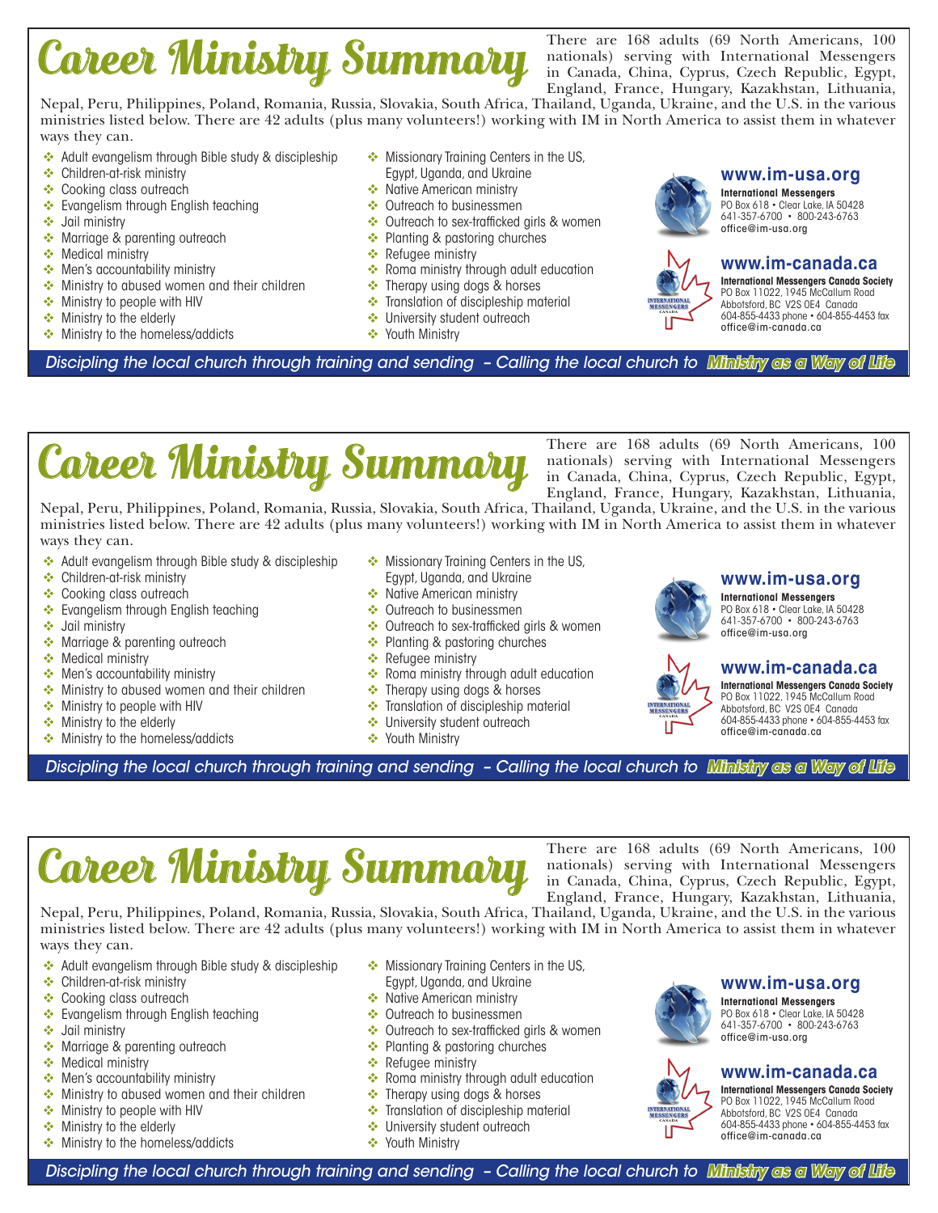# Career Ministry Summary

There are 168 adults (69 North Americans, 100 nationals) serving with International Messengers in Canada, China, Cyprus, Czech Republic, Egypt, England, France, Hungary, Kazakhstan, Lithuania, Nepal, Peru, Philippines, Poland, Romania, Russia, Slovakia, South Africa, Thailand, Uganda, Ukraine, and the U.S. in the various ministries listed below. There are 42 adults (plus many volunteers!) working with IM in North America to assist them in whatever ways they can.

- Adult evangelism through Bible study & discipleship
- Children-at-risk ministry
- Cooking class outreach
- Evangelism through English teaching
- Jail ministry
- Marriage & parenting outreach
- Medical ministry
- Men's accountability ministry
- Ministry to abused women and their children
- Ministry to people with HIV
- Ministry to the elderly
- Ministry to the homeless/addicts
- Missionary Training Centers in the US, Egypt, Uganda, and Ukraine
- Native American ministry
- Outreach to businessmen
- Outreach to sex-trafficked girls & women
- Planting & pastoring churches
- Refugee ministry
- Roma ministry through adult education
- Therapy using dogs & horses
- Translation of discipleship material
- University student outreach
- Youth Ministry

**www.im-usa.org**
**International Messengers**
PO Box 618 • Clear Lake, IA 50428
641-357-6700 • 800-243-6763
office@im-usa.org

**www.im-canada.ca**
**International Messengers Canada Society**
PO Box 11022, 1945 McCallum Road
Abbotsford, BC V2S 0E4 Canada
604-855-4433 phone • 604-855-4453 fax
office@im-canada.ca

*Discipling the local church through training and sending – Calling the local church to* ***Ministry as a Way of Life***

# Career Ministry Summary

There are 168 adults (69 North Americans, 100 nationals) serving with International Messengers in Canada, China, Cyprus, Czech Republic, Egypt, England, France, Hungary, Kazakhstan, Lithuania, Nepal, Peru, Philippines, Poland, Romania, Russia, Slovakia, South Africa, Thailand, Uganda, Ukraine, and the U.S. in the various ministries listed below. There are 42 adults (plus many volunteers!) working with IM in North America to assist them in whatever ways they can.

- Adult evangelism through Bible study & discipleship
- Children-at-risk ministry
- Cooking class outreach
- Evangelism through English teaching
- Jail ministry
- Marriage & parenting outreach
- Medical ministry
- Men's accountability ministry
- Ministry to abused women and their children
- Ministry to people with HIV
- Ministry to the elderly
- Ministry to the homeless/addicts
- Missionary Training Centers in the US, Egypt, Uganda, and Ukraine
- Native American ministry
- Outreach to businessmen
- Outreach to sex-trafficked girls & women
- Planting & pastoring churches
- Refugee ministry
- Roma ministry through adult education
- Therapy using dogs & horses
- Translation of discipleship material
- University student outreach
- Youth Ministry

**www.im-usa.org**
**International Messengers**
PO Box 618 • Clear Lake, IA 50428
641-357-6700 • 800-243-6763
office@im-usa.org

**www.im-canada.ca**
**International Messengers Canada Society**
PO Box 11022, 1945 McCallum Road
Abbotsford, BC V2S 0E4 Canada
604-855-4433 phone • 604-855-4453 fax
office@im-canada.ca

*Discipling the local church through training and sending – Calling the local church to* ***Ministry as a Way of Life***

# Career Ministry Summary

There are 168 adults (69 North Americans, 100 nationals) serving with International Messengers in Canada, China, Cyprus, Czech Republic, Egypt, England, France, Hungary, Kazakhstan, Lithuania, Nepal, Peru, Philippines, Poland, Romania, Russia, Slovakia, South Africa, Thailand, Uganda, Ukraine, and the U.S. in the various ministries listed below. There are 42 adults (plus many volunteers!) working with IM in North America to assist them in whatever ways they can.

- Adult evangelism through Bible study & discipleship
- Children-at-risk ministry
- Cooking class outreach
- Evangelism through English teaching
- Jail ministry
- Marriage & parenting outreach
- Medical ministry
- Men's accountability ministry
- Ministry to abused women and their children
- Ministry to people with HIV
- Ministry to the elderly
- Ministry to the homeless/addicts
- Missionary Training Centers in the US, Egypt, Uganda, and Ukraine
- Native American ministry
- Outreach to businessmen
- Outreach to sex-trafficked girls & women
- Planting & pastoring churches
- Refugee ministry
- Roma ministry through adult education
- Therapy using dogs & horses
- Translation of discipleship material
- University student outreach
- Youth Ministry

**www.im-usa.org**
**International Messengers**
PO Box 618 • Clear Lake, IA 50428
641-357-6700 • 800-243-6763
office@im-usa.org

**www.im-canada.ca**
**International Messengers Canada Society**
PO Box 11022, 1945 McCallum Road
Abbotsford, BC V2S 0E4 Canada
604-855-4433 phone • 604-855-4453 fax
office@im-canada.ca

*Discipling the local church through training and sending – Calling the local church to* ***Ministry as a Way of Life***